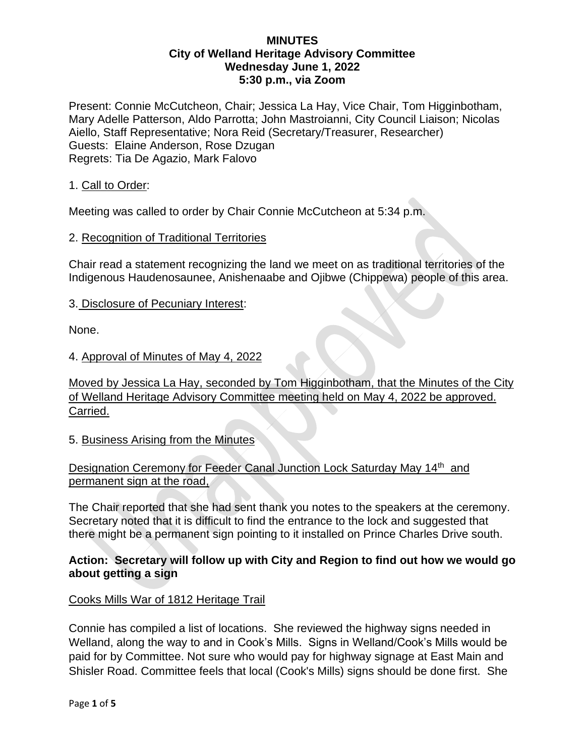# MINUTES
## City of Welland Heritage Advisory Committee
### Wednesday June 1, 2022
### 5:30 p.m., via Zoom

Present: Connie McCutcheon, Chair; Jessica La Hay, Vice Chair, Tom Higginbotham, Mary Adelle Patterson, Aldo Parrotta; John Mastroianni, City Council Liaison; Nicolas Aiello, Staff Representative; Nora Reid (Secretary/Treasurer, Researcher)
Guests: Elaine Anderson, Rose Dzugan
Regrets: Tia De Agazio, Mark Falovo

1. Call to Order:

Meeting was called to order by Chair Connie McCutcheon at 5:34 p.m.

2. Recognition of Traditional Territories

Chair read a statement recognizing the land we meet on as traditional territories of the Indigenous Haudenosaunee, Anishenaabe and Ojibwe (Chippewa) people of this area.

3. Disclosure of Pecuniary Interest:

None.

4. Approval of Minutes of May 4, 2022

Moved by Jessica La Hay, seconded by Tom Higginbotham, that the Minutes of the City of Welland Heritage Advisory Committee meeting held on May 4, 2022 be approved. Carried.

5. Business Arising from the Minutes

Designation Ceremony for Feeder Canal Junction Lock Saturday May 14th and permanent sign at the road,

The Chair reported that she had sent thank you notes to the speakers at the ceremony. Secretary noted that it is difficult to find the entrance to the lock and suggested that there might be a permanent sign pointing to it installed on Prince Charles Drive south.

**Action: Secretary will follow up with City and Region to find out how we would go about getting a sign**

Cooks Mills War of 1812 Heritage Trail

Connie has compiled a list of locations. She reviewed the highway signs needed in Welland, along the way to and in Cook's Mills. Signs in Welland/Cook's Mills would be paid for by Committee. Not sure who would pay for highway signage at East Main and Shisler Road. Committee feels that local (Cook's Mills) signs should be done first. She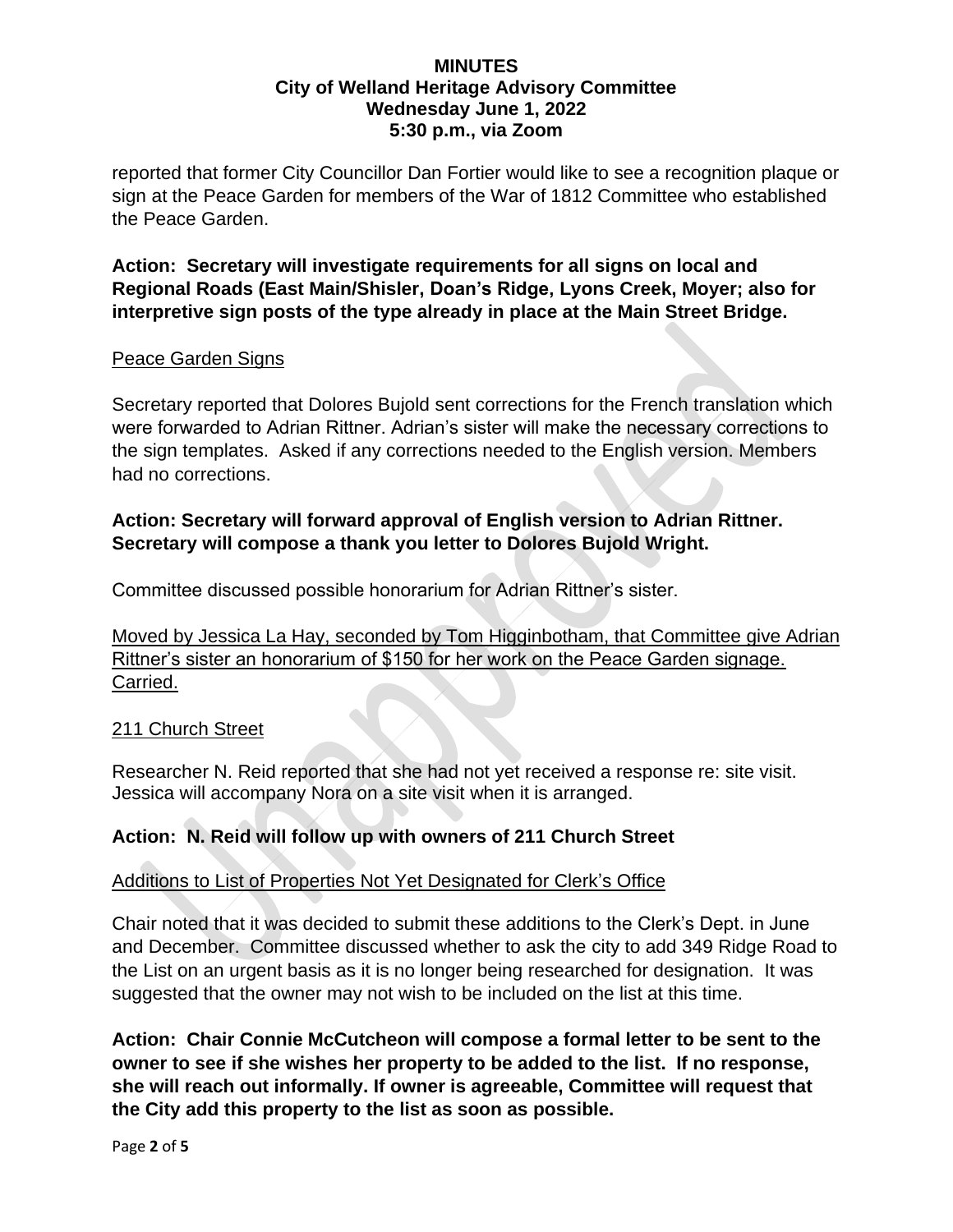reported that former City Councillor Dan Fortier would like to see a recognition plaque or sign at the Peace Garden for members of the War of 1812 Committee who established the Peace Garden.

**Action: Secretary will investigate requirements for all signs on local and Regional Roads (East Main/Shisler, Doan's Ridge, Lyons Creek, Moyer; also for interpretive sign posts of the type already in place at the Main Street Bridge.**

Peace Garden Signs

Secretary reported that Dolores Bujold sent corrections for the French translation which were forwarded to Adrian Rittner. Adrian's sister will make the necessary corrections to the sign templates. Asked if any corrections needed to the English version. Members had no corrections.

**Action: Secretary will forward approval of English version to Adrian Rittner. Secretary will compose a thank you letter to Dolores Bujold Wright.**

Committee discussed possible honorarium for Adrian Rittner's sister.

Moved by Jessica La Hay, seconded by Tom Higginbotham, that Committee give Adrian Rittner's sister an honorarium of $150 for her work on the Peace Garden signage. Carried.

211 Church Street

Researcher N. Reid reported that she had not yet received a response re: site visit. Jessica will accompany Nora on a site visit when it is arranged.

**Action: N. Reid will follow up with owners of 211 Church Street**

Additions to List of Properties Not Yet Designated for Clerk's Office

Chair noted that it was decided to submit these additions to the Clerk's Dept. in June and December. Committee discussed whether to ask the city to add 349 Ridge Road to the List on an urgent basis as it is no longer being researched for designation. It was suggested that the owner may not wish to be included on the list at this time.

**Action: Chair Connie McCutcheon will compose a formal letter to be sent to the owner to see if she wishes her property to be added to the list. If no response, she will reach out informally. If owner is agreeable, Committee will request that the City add this property to the list as soon as possible.**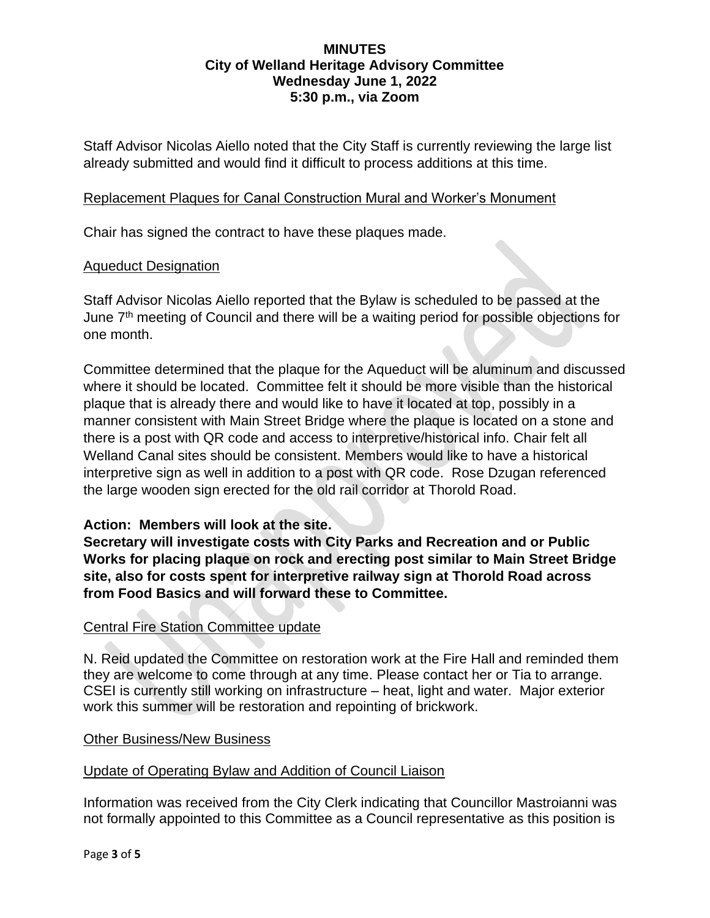**MINUTES**
**City of Welland Heritage Advisory Committee**
**Wednesday June 1, 2022**
**5:30 p.m., via Zoom**

Staff Advisor Nicolas Aiello noted that the City Staff is currently reviewing the large list already submitted and would find it difficult to process additions at this time.

Replacement Plaques for Canal Construction Mural and Worker's Monument

Chair has signed the contract to have these plaques made.

Aqueduct Designation

Staff Advisor Nicolas Aiello reported that the Bylaw is scheduled to be passed at the June 7th meeting of Council and there will be a waiting period for possible objections for one month.

Committee determined that the plaque for the Aqueduct will be aluminum and discussed where it should be located. Committee felt it should be more visible than the historical plaque that is already there and would like to have it located at top, possibly in a manner consistent with Main Street Bridge where the plaque is located on a stone and there is a post with QR code and access to interpretive/historical info. Chair felt all Welland Canal sites should be consistent. Members would like to have a historical interpretive sign as well in addition to a post with QR code. Rose Dzugan referenced the large wooden sign erected for the old rail corridor at Thorold Road.

**Action: Members will look at the site.**
**Secretary will investigate costs with City Parks and Recreation and or Public Works for placing plaque on rock and erecting post similar to Main Street Bridge site, also for costs spent for interpretive railway sign at Thorold Road across from Food Basics and will forward these to Committee.**

Central Fire Station Committee update

N. Reid updated the Committee on restoration work at the Fire Hall and reminded them they are welcome to come through at any time. Please contact her or Tia to arrange. CSEI is currently still working on infrastructure – heat, light and water. Major exterior work this summer will be restoration and repointing of brickwork.

Other Business/New Business

Update of Operating Bylaw and Addition of Council Liaison

Information was received from the City Clerk indicating that Councillor Mastroianni was not formally appointed to this Committee as a Council representative as this position is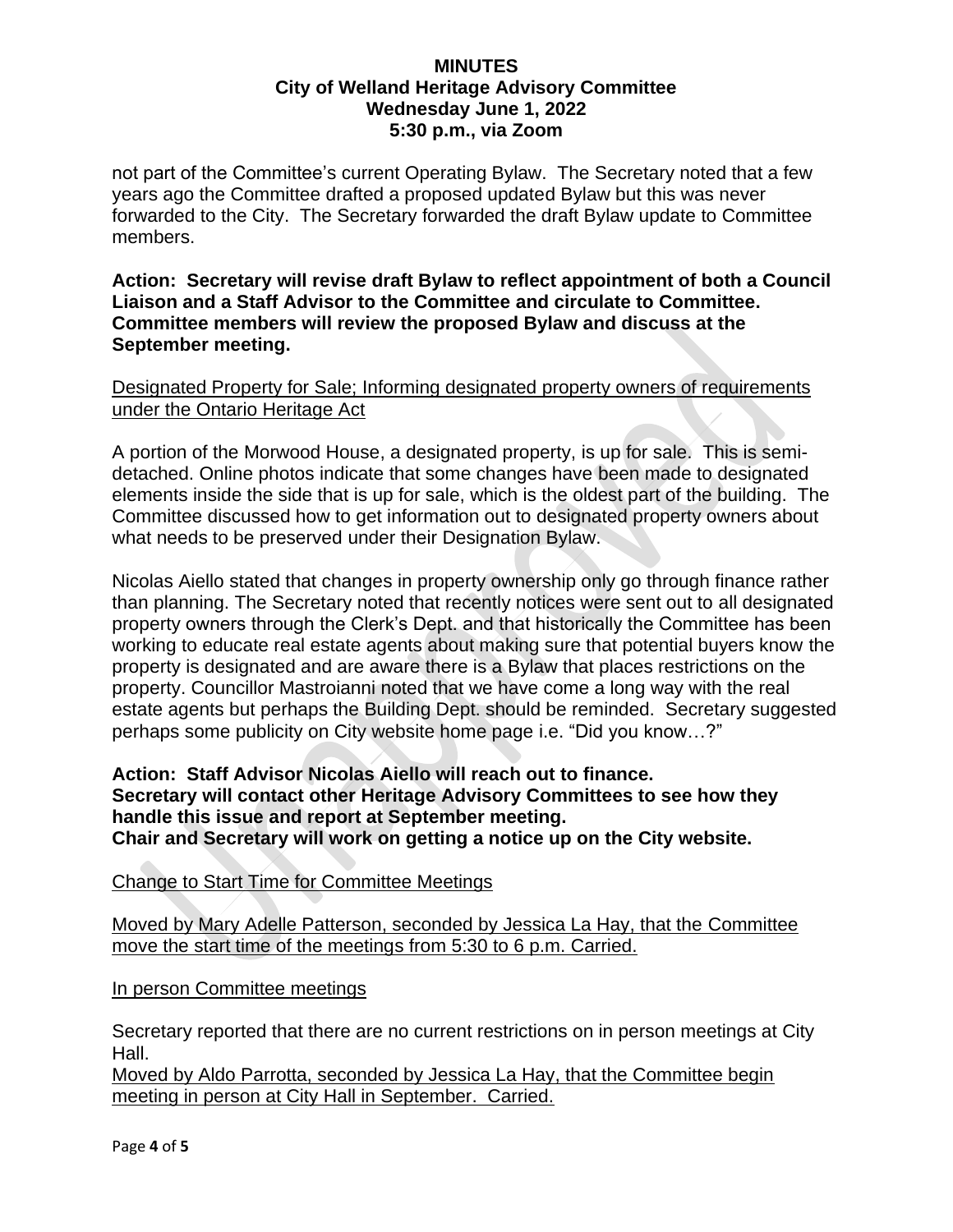not part of the Committee's current Operating Bylaw. The Secretary noted that a few years ago the Committee drafted a proposed updated Bylaw but this was never forwarded to the City. The Secretary forwarded the draft Bylaw update to Committee members.

**Action: Secretary will revise draft Bylaw to reflect appointment of both a Council Liaison and a Staff Advisor to the Committee and circulate to Committee. Committee members will review the proposed Bylaw and discuss at the September meeting.**

<u>Designated Property for Sale; Informing designated property owners of requirements under the Ontario Heritage Act</u>

A portion of the Morwood House, a designated property, is up for sale. This is semi-detached. Online photos indicate that some changes have been made to designated elements inside the side that is up for sale, which is the oldest part of the building. The Committee discussed how to get information out to designated property owners about what needs to be preserved under their Designation Bylaw.

Nicolas Aiello stated that changes in property ownership only go through finance rather than planning. The Secretary noted that recently notices were sent out to all designated property owners through the Clerk's Dept. and that historically the Committee has been working to educate real estate agents about making sure that potential buyers know the property is designated and are aware there is a Bylaw that places restrictions on the property. Councillor Mastroianni noted that we have come a long way with the real estate agents but perhaps the Building Dept. should be reminded. Secretary suggested perhaps some publicity on City website home page i.e. "Did you know…?"

**Action: Staff Advisor Nicolas Aiello will reach out to finance.**
**Secretary will contact other Heritage Advisory Committees to see how they handle this issue and report at September meeting.**
**Chair and Secretary will work on getting a notice up on the City website.**

<u>Change to Start Time for Committee Meetings</u>

<u>Moved by Mary Adelle Patterson, seconded by Jessica La Hay, that the Committee move the start time of the meetings from 5:30 to 6 p.m. Carried.</u>

<u>In person Committee meetings</u>

Secretary reported that there are no current restrictions on in person meetings at City Hall.

<u>Moved by Aldo Parrotta, seconded by Jessica La Hay, that the Committee begin meeting in person at City Hall in September. Carried.</u>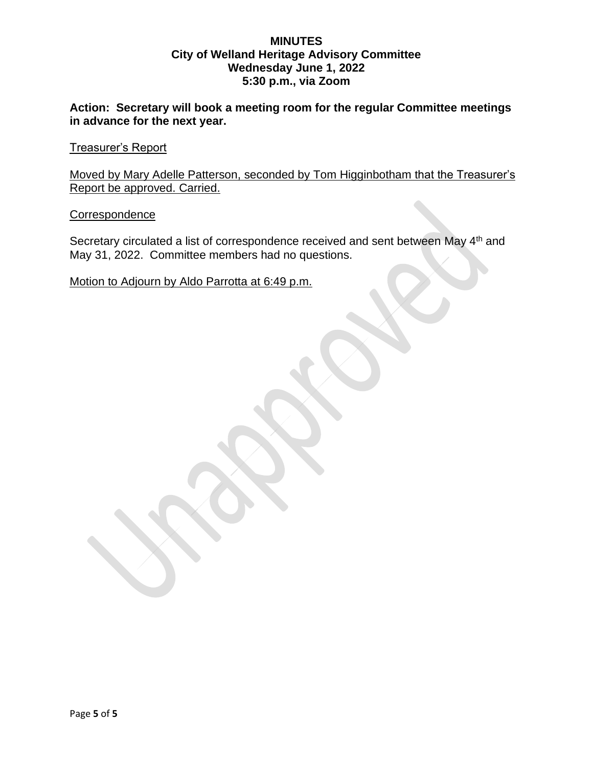**MINUTES**
**City of Welland Heritage Advisory Committee**
**Wednesday June 1, 2022**
**5:30 p.m., via Zoom**

**Action: Secretary will book a meeting room for the regular Committee meetings in advance for the next year.**

Treasurer's Report

Moved by Mary Adelle Patterson, seconded by Tom Higginbotham that the Treasurer's Report be approved. Carried.

Correspondence

Secretary circulated a list of correspondence received and sent between May 4th and May 31, 2022. Committee members had no questions.

Motion to Adjourn by Aldo Parrotta at 6:49 p.m.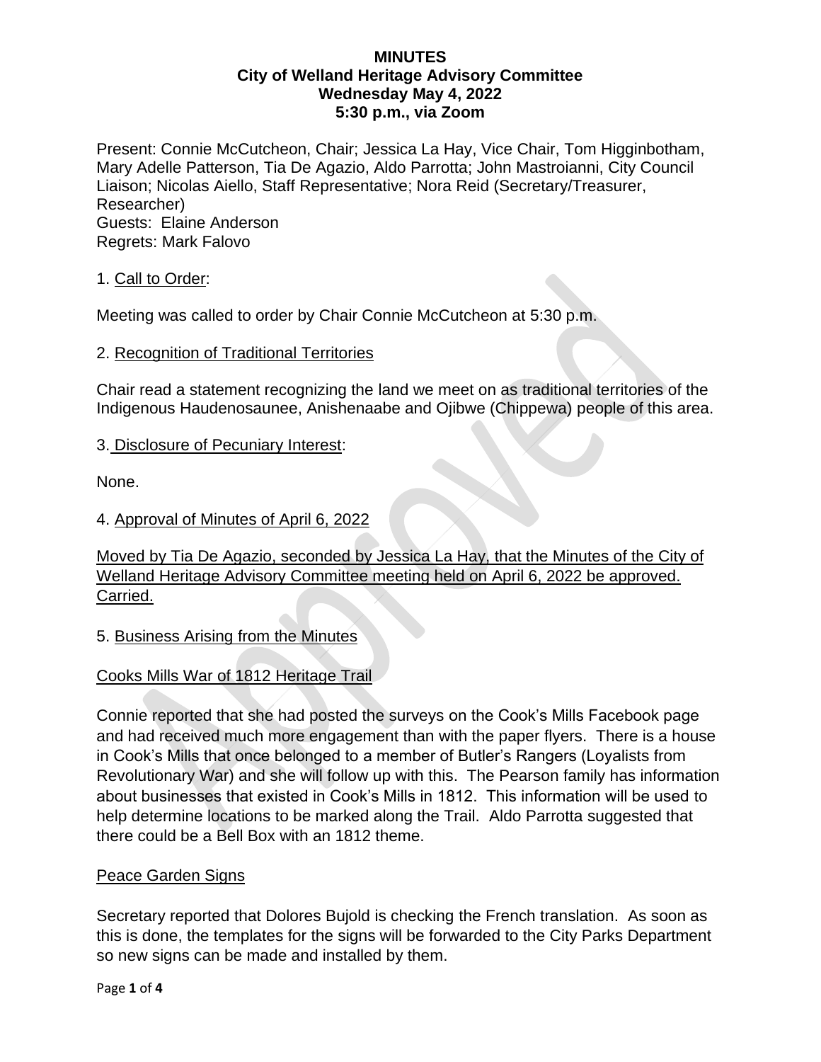**MINUTES**
**City of Welland Heritage Advisory Committee**
**Wednesday May 4, 2022**
**5:30 p.m., via Zoom**

Present: Connie McCutcheon, Chair; Jessica La Hay, Vice Chair, Tom Higginbotham, Mary Adelle Patterson, Tia De Agazio, Aldo Parrotta; John Mastroianni, City Council Liaison; Nicolas Aiello, Staff Representative; Nora Reid (Secretary/Treasurer, Researcher)
Guests: Elaine Anderson
Regrets: Mark Falovo

1. Call to Order:

Meeting was called to order by Chair Connie McCutcheon at 5:30 p.m.

2. Recognition of Traditional Territories

Chair read a statement recognizing the land we meet on as traditional territories of the Indigenous Haudenosaunee, Anishenaabe and Ojibwe (Chippewa) people of this area.

3. Disclosure of Pecuniary Interest:

None.

4. Approval of Minutes of April 6, 2022

Moved by Tia De Agazio, seconded by Jessica La Hay, that the Minutes of the City of Welland Heritage Advisory Committee meeting held on April 6, 2022 be approved. Carried.

5. Business Arising from the Minutes

Cooks Mills War of 1812 Heritage Trail

Connie reported that she had posted the surveys on the Cook's Mills Facebook page and had received much more engagement than with the paper flyers. There is a house in Cook's Mills that once belonged to a member of Butler's Rangers (Loyalists from Revolutionary War) and she will follow up with this. The Pearson family has information about businesses that existed in Cook's Mills in 1812. This information will be used to help determine locations to be marked along the Trail. Aldo Parrotta suggested that there could be a Bell Box with an 1812 theme.

Peace Garden Signs

Secretary reported that Dolores Bujold is checking the French translation. As soon as this is done, the templates for the signs will be forwarded to the City Parks Department so new signs can be made and installed by them.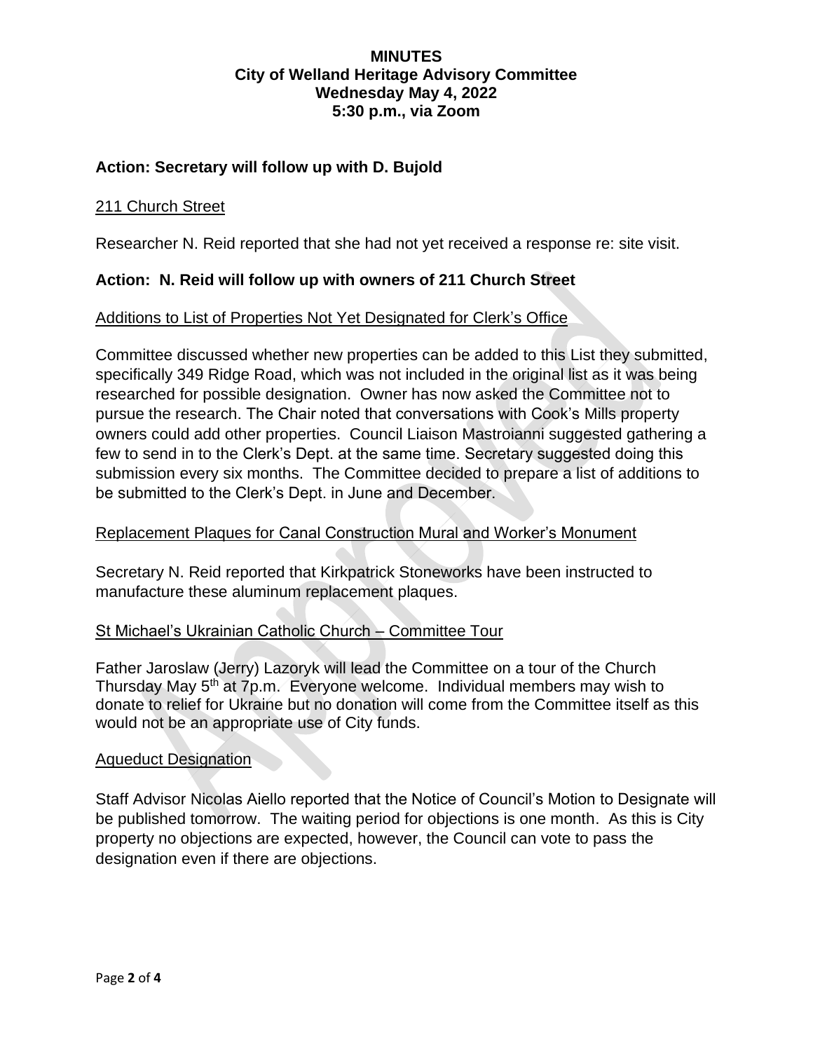**MINUTES**
**City of Welland Heritage Advisory Committee**
**Wednesday May 4, 2022**
**5:30 p.m., via Zoom**

**Action: Secretary will follow up with D. Bujold**

211 Church Street

Researcher N. Reid reported that she had not yet received a response re: site visit.

**Action: N. Reid will follow up with owners of 211 Church Street**

Additions to List of Properties Not Yet Designated for Clerk's Office

Committee discussed whether new properties can be added to this List they submitted, specifically 349 Ridge Road, which was not included in the original list as it was being researched for possible designation. Owner has now asked the Committee not to pursue the research. The Chair noted that conversations with Cook's Mills property owners could add other properties. Council Liaison Mastroianni suggested gathering a few to send in to the Clerk's Dept. at the same time. Secretary suggested doing this submission every six months. The Committee decided to prepare a list of additions to be submitted to the Clerk's Dept. in June and December.

Replacement Plaques for Canal Construction Mural and Worker's Monument

Secretary N. Reid reported that Kirkpatrick Stoneworks have been instructed to manufacture these aluminum replacement plaques.

St Michael's Ukrainian Catholic Church – Committee Tour

Father Jaroslaw (Jerry) Lazoryk will lead the Committee on a tour of the Church Thursday May 5th at 7p.m. Everyone welcome. Individual members may wish to donate to relief for Ukraine but no donation will come from the Committee itself as this would not be an appropriate use of City funds.

Aqueduct Designation

Staff Advisor Nicolas Aiello reported that the Notice of Council's Motion to Designate will be published tomorrow. The waiting period for objections is one month. As this is City property no objections are expected, however, the Council can vote to pass the designation even if there are objections.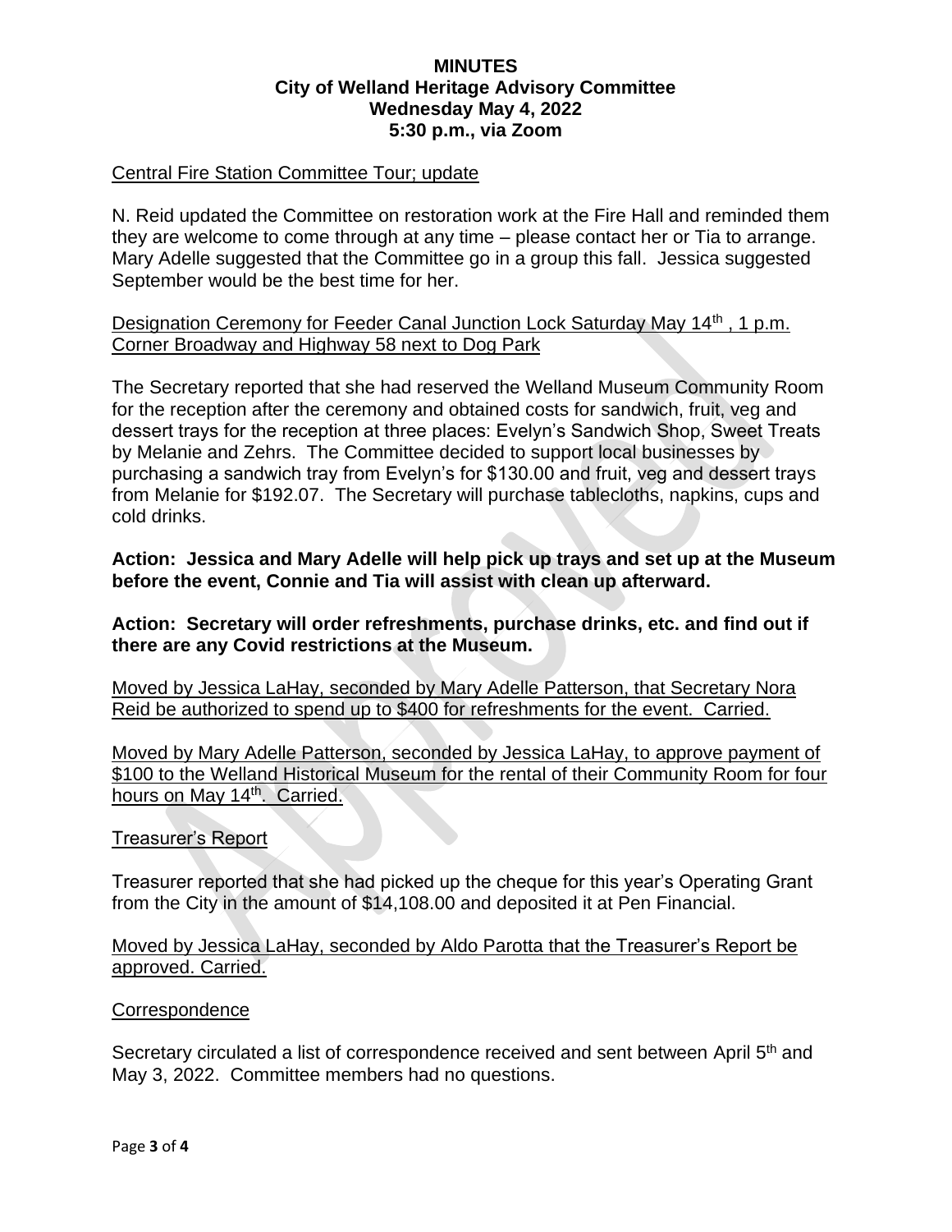**MINUTES**
**City of Welland Heritage Advisory Committee**
**Wednesday May 4, 2022**
**5:30 p.m., via Zoom**

Central Fire Station Committee Tour; update

N. Reid updated the Committee on restoration work at the Fire Hall and reminded them they are welcome to come through at any time – please contact her or Tia to arrange. Mary Adelle suggested that the Committee go in a group this fall. Jessica suggested September would be the best time for her.

Designation Ceremony for Feeder Canal Junction Lock Saturday May 14th , 1 p.m. Corner Broadway and Highway 58 next to Dog Park

The Secretary reported that she had reserved the Welland Museum Community Room for the reception after the ceremony and obtained costs for sandwich, fruit, veg and dessert trays for the reception at three places: Evelyn's Sandwich Shop, Sweet Treats by Melanie and Zehrs. The Committee decided to support local businesses by purchasing a sandwich tray from Evelyn's for $130.00 and fruit, veg and dessert trays from Melanie for $192.07. The Secretary will purchase tablecloths, napkins, cups and cold drinks.

**Action: Jessica and Mary Adelle will help pick up trays and set up at the Museum before the event, Connie and Tia will assist with clean up afterward.**

**Action: Secretary will order refreshments, purchase drinks, etc. and find out if there are any Covid restrictions at the Museum.**

Moved by Jessica LaHay, seconded by Mary Adelle Patterson, that Secretary Nora Reid be authorized to spend up to $400 for refreshments for the event. Carried.

Moved by Mary Adelle Patterson, seconded by Jessica LaHay, to approve payment of $100 to the Welland Historical Museum for the rental of their Community Room for four hours on May 14th. Carried.

Treasurer's Report

Treasurer reported that she had picked up the cheque for this year's Operating Grant from the City in the amount of $14,108.00 and deposited it at Pen Financial.

Moved by Jessica LaHay, seconded by Aldo Parotta that the Treasurer's Report be approved. Carried.

Correspondence

Secretary circulated a list of correspondence received and sent between April 5th and May 3, 2022. Committee members had no questions.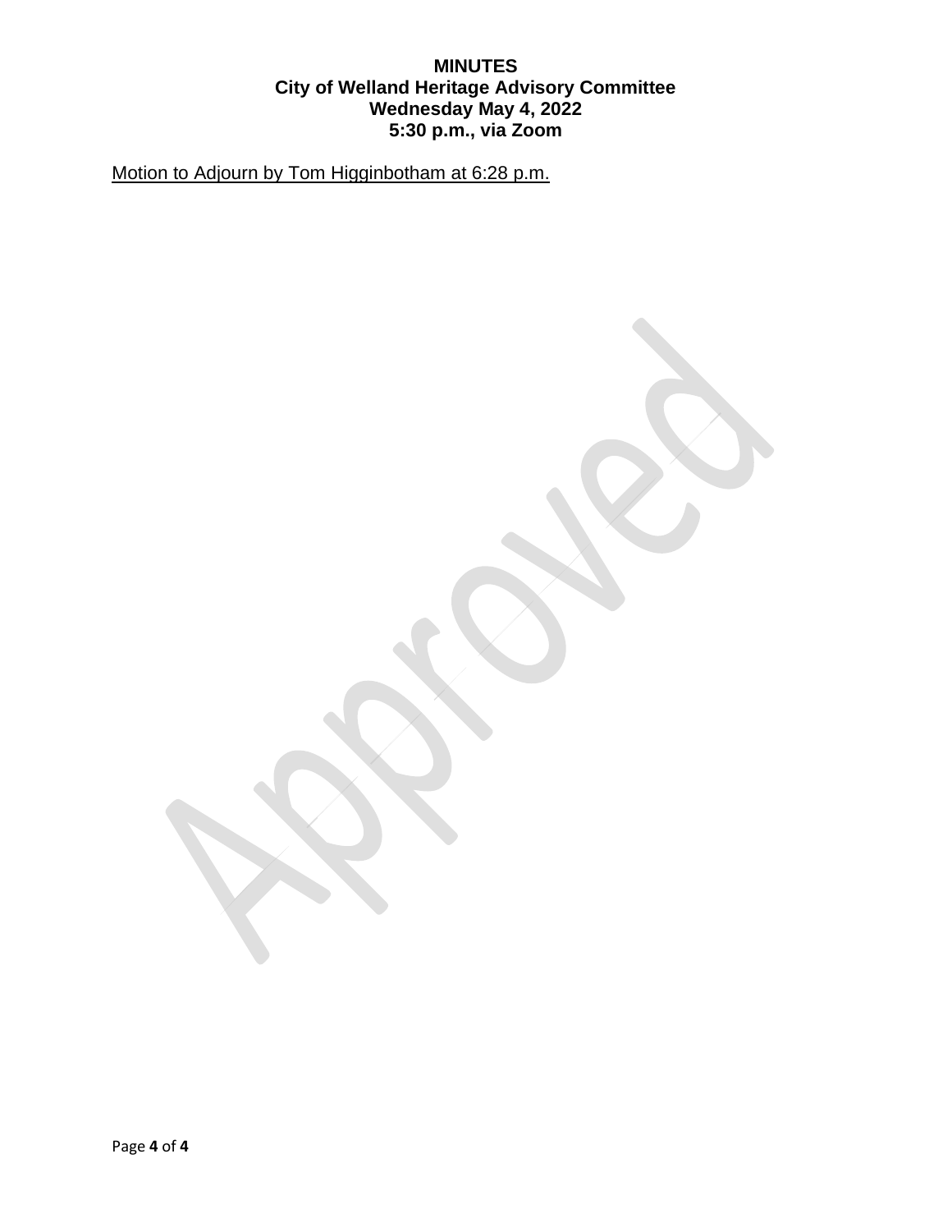**MINUTES**
**City of Welland Heritage Advisory Committee**
**Wednesday May 4, 2022**
**5:30 p.m., via Zoom**

Motion to Adjourn by Tom Higginbotham at 6:28 p.m.